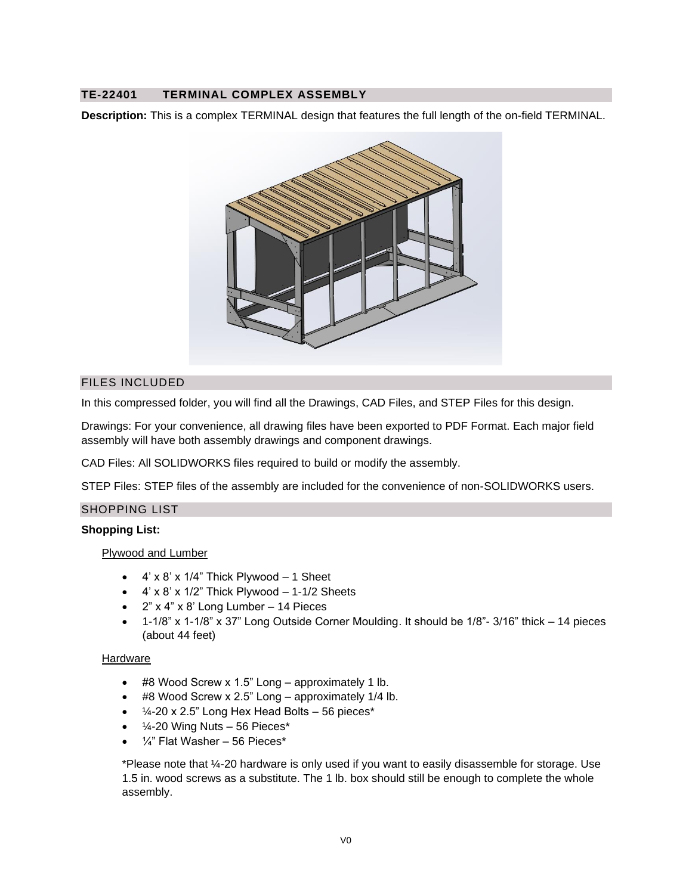## TE-22401 TERMINAL COMPLEX ASSEMBLY

**Description:** This is a complex TERMINAL design that features the full length of the on-field TERMINAL.

## FILES INCLUDED

In this compressed folder, you will find all the Drawings, CAD Files, and STEP Files for this design.

Drawings: For your convenience, all drawing files have been exported to PDF Format. Each major field assembly will have both assembly drawings and component drawings.

CAD Files: All SOLIDWORKS files required to build or modify the assembly.

STEP Files: STEP files of the assembly are included for the convenience of non-SOLIDWORKS users.

## SHOPPING LIST

**Shopping List:**

Plywood and Lumber

- 4' x 8' x 1/4" Thick Plywood – 1 Sheet
- 4' x 8' x 1/2" Thick Plywood – 1-1/2 Sheets
- 2" x 4" x 8' Long Lumber – 14 Pieces
- 1-1/8" x 1-1/8" x 37" Long Outside Corner Moulding. It should be 1/8"- 3/16" thick – 14 pieces (about 44 feet)

Hardware

- #8 Wood Screw x 1.5" Long – approximately 1 lb.
- #8 Wood Screw x 2.5" Long – approximately 1/4 lb.
- ¼-20 x 2.5" Long Hex Head Bolts – 56 pieces*
- ¼-20 Wing Nuts – 56 Pieces*
- ¼" Flat Washer – 56 Pieces*

*Please note that ¼-20 hardware is only used if you want to easily disassemble for storage. Use 1.5 in. wood screws as a substitute. The 1 lb. box should still be enough to complete the whole assembly.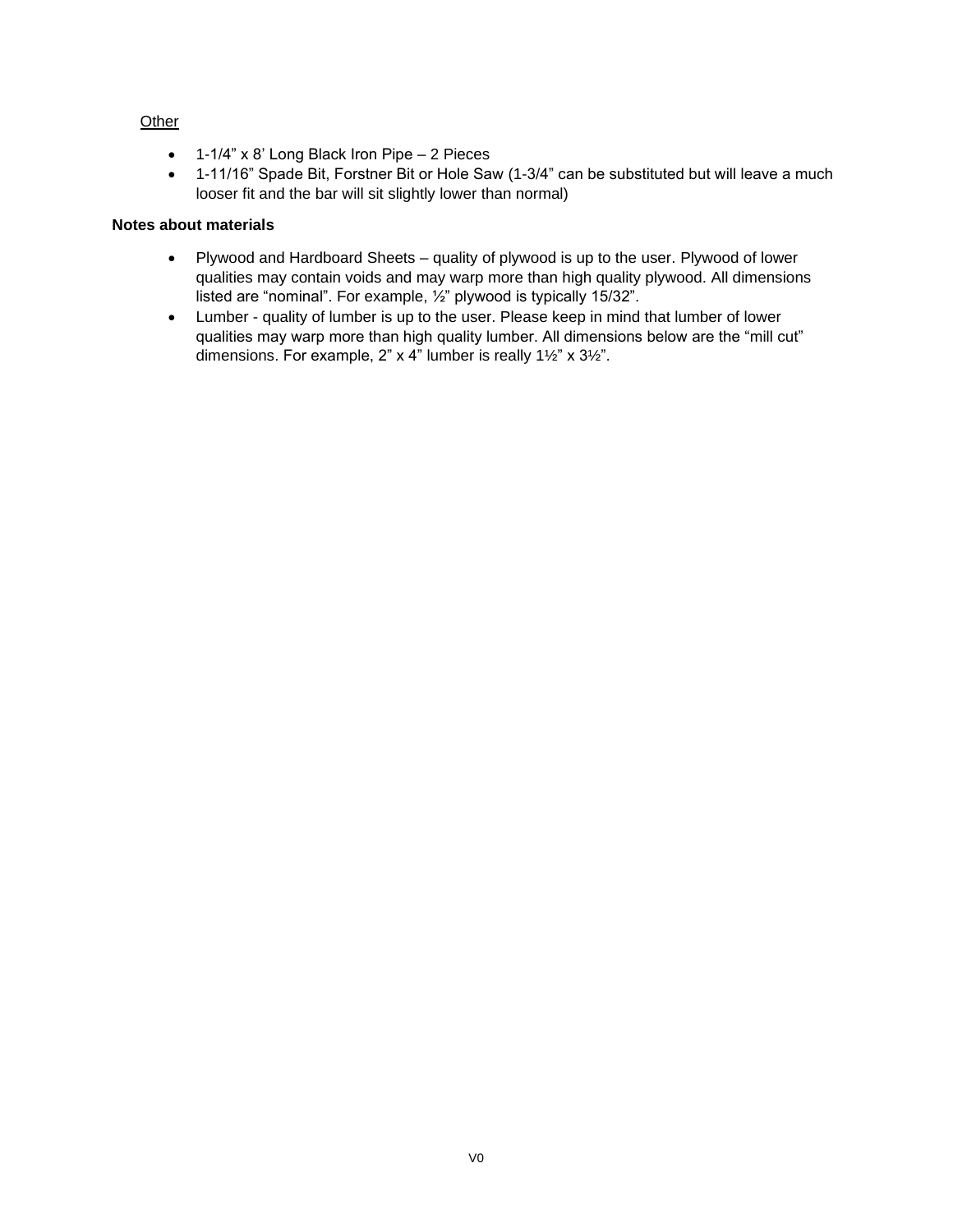Other

- 1-1/4" x 8' Long Black Iron Pipe – 2 Pieces
- 1-11/16" Spade Bit, Forstner Bit or Hole Saw (1-3/4" can be substituted but will leave a much looser fit and the bar will sit slightly lower than normal)

**Notes about materials**

- Plywood and Hardboard Sheets – quality of plywood is up to the user. Plywood of lower qualities may contain voids and may warp more than high quality plywood. All dimensions listed are "nominal". For example, ½" plywood is typically 15/32".
- Lumber - quality of lumber is up to the user. Please keep in mind that lumber of lower qualities may warp more than high quality lumber. All dimensions below are the "mill cut" dimensions. For example, 2" x 4" lumber is really 1½" x 3½".

V0